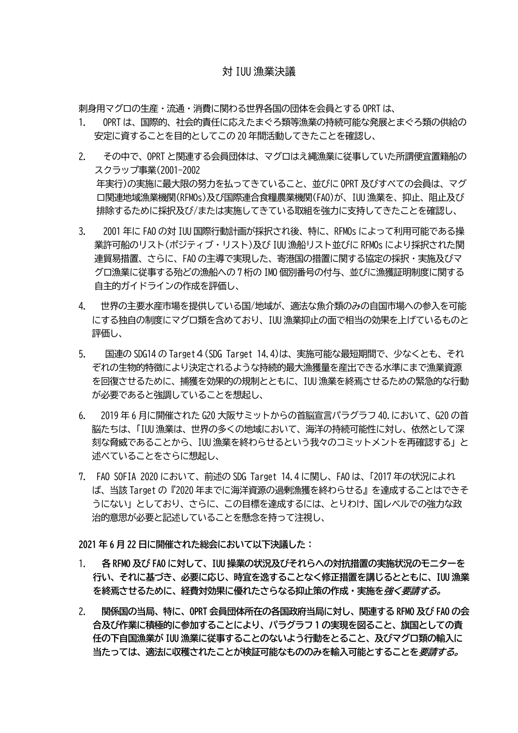# 対 IUU 漁業決議

刺身用マグロの生産・流通・消費に関わる世界各国の団体を会員とする OPRT は、

1. OPRT は、国際的、社会的責任に応えたまぐろ類等漁業の持続可能な発展とまぐろ類の供給の安定に資することを目的としてこの 20 年間活動してきたことを確認し、

2. その中で、OPRT と関連する会員団体は、マグロはえ縄漁業に従事していた所謂便宜置籍船のスクラップ事業(2001-2002 年実行)の実施に最大限の努力を払ってきていること、並びに OPRT 及びすべての会員は、マグロ関連地域漁業機関(RFMOs)及び国際連合食糧農業機関(FAO)が、IUU 漁業を、抑止、阻止及び排除するために採択及び/または実施してきている取組を強力に支持してきたことを確認し、

3. 2001 年に FAO の対 IUU 国際行動計画が採択され後、特に、RFMOs によって利用可能である操業許可船のリスト(ポジティブ・リスト)及び IUU 漁船リスト並びに RFMOs により採択された関連貿易措置、さらに、FAO の主導で実現した、寄港国の措置に関する協定の採択・実施及びマグロ漁業に従事する殆どの漁船への 7 桁の IMO 個別番号の付与、並びに漁獲証明制度に関する自主的ガイドラインの作成を評価し、

4. 世界の主要水産市場を提供している国/地域が、適法な魚介類のみの自国市場への参入を可能にする独自の制度にマグロ類を含めており、IUU 漁業抑止の面で相当の効果を上げているものと評価し、

5. 国連の SDG14 の Target４(SDG Target 14.4)は、実施可能な最短期間で、少なくとも、それぞれの生物的特徴により決定されるような持続的最大漁獲量を産出できる水準にまで漁業資源を回復させるために、捕獲を効果的の規制とともに、IUU 漁業を終焉させるための緊急的な行動が必要であると強調していることを想起し、

6. 2019 年 6 月に開催された G20 大阪サミットからの首脳宣言パラグラフ 40.において、G20 の首脳たちは、「IUU 漁業は、世界の多くの地域において、海洋の持続可能性に対し、依然として深刻な脅威であることから、IUU 漁業を終わらせるという我々のコミットメントを再確認する」と述べていることをさらに想起し、

7. FAO SOFIA 2020 において、前述の SDG Target 14.4 に関し、FAO は、「2017 年の状況によれば、当該 Target の『2020 年までに海洋資源の過剰漁獲を終わらせる』を達成することはできそうにない」としており、さらに、この目標を達成するには、とりわけ、国レベルでの強力な政治的意思が必要と記述していることを懸念を持って注視し、

**2021 年 6 月 22 日に開催された総会において以下決議した：**

1. **各 RFMO 及び FAO に対して、IUU 操業の状況及びそれらへの対抗措置の実施状況のモニターを行い、それに基づき、必要に応じ、時宜を逸することなく修正措置を講じるとともに、IUU 漁業を終焉させるために、経費対効果に優れたさらなる抑止策の作成・実施を*強く要請する。***

2. **関係国の当局、特に、OPRT 会員団体所在の各国政府当局に対し、関連する RFMO 及び FAO の会合及び作業に積極的に参加することにより、パラグラフ１の実現を図ること、旗国としての責任の下自国漁業が IUU 漁業に従事することのないよう行動をとること、及びマグロ類の輸入に当たっては、適法に収穫されたことが検証可能なもののみを輸入可能とすることを*要請する。***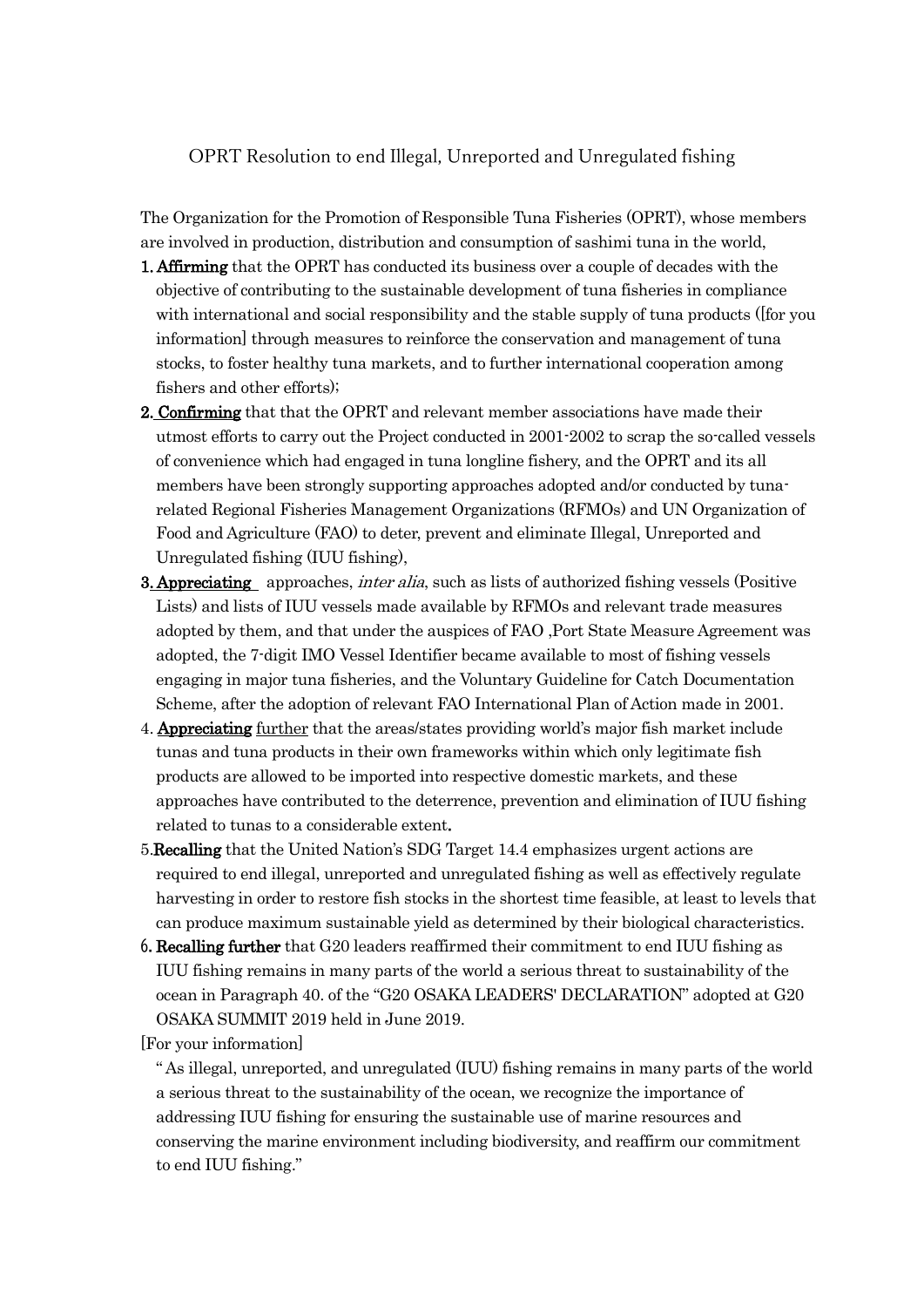OPRT Resolution to end Illegal, Unreported and Unregulated fishing

The Organization for the Promotion of Responsible Tuna Fisheries (OPRT), whose members are involved in production, distribution and consumption of sashimi tuna in the world,

1. **Affirming** that the OPRT has conducted its business over a couple of decades with the objective of contributing to the sustainable development of tuna fisheries in compliance with international and social responsibility and the stable supply of tuna products ([for you information] through measures to reinforce the conservation and management of tuna stocks, to foster healthy tuna markets, and to further international cooperation among fishers and other efforts);
2. **Confirming** that that the OPRT and relevant member associations have made their utmost efforts to carry out the Project conducted in 2001-2002 to scrap the so-called vessels of convenience which had engaged in tuna longline fishery, and the OPRT and its all members have been strongly supporting approaches adopted and/or conducted by tuna-related Regional Fisheries Management Organizations (RFMOs) and UN Organization of Food and Agriculture (FAO) to deter, prevent and eliminate Illegal, Unreported and Unregulated fishing (IUU fishing),
3. **Appreciating** approaches, *inter alia*, such as lists of authorized fishing vessels (Positive Lists) and lists of IUU vessels made available by RFMOs and relevant trade measures adopted by them, and that under the auspices of FAO ,Port State Measure Agreement was adopted, the 7-digit IMO Vessel Identifier became available to most of fishing vessels engaging in major tuna fisheries, and the Voluntary Guideline for Catch Documentation Scheme, after the adoption of relevant FAO International Plan of Action made in 2001.
4. **Appreciating** further that the areas/states providing world's major fish market include tunas and tuna products in their own frameworks within which only legitimate fish products are allowed to be imported into respective domestic markets, and these approaches have contributed to the deterrence, prevention and elimination of IUU fishing related to tunas to a considerable extent**.**
5. **Recalling** that the United Nation's SDG Target 14.4 emphasizes urgent actions are required to end illegal, unreported and unregulated fishing as well as effectively regulate harvesting in order to restore fish stocks in the shortest time feasible, at least to levels that can produce maximum sustainable yield as determined by their biological characteristics.
6. **Recalling further** that G20 leaders reaffirmed their commitment to end IUU fishing as IUU fishing remains in many parts of the world a serious threat to sustainability of the ocean in Paragraph 40. of the "G20 OSAKA LEADERS' DECLARATION" adopted at G20 OSAKA SUMMIT 2019 held in June 2019.

[For your information]

"As illegal, unreported, and unregulated (IUU) fishing remains in many parts of the world a serious threat to the sustainability of the ocean, we recognize the importance of addressing IUU fishing for ensuring the sustainable use of marine resources and conserving the marine environment including biodiversity, and reaffirm our commitment to end IUU fishing."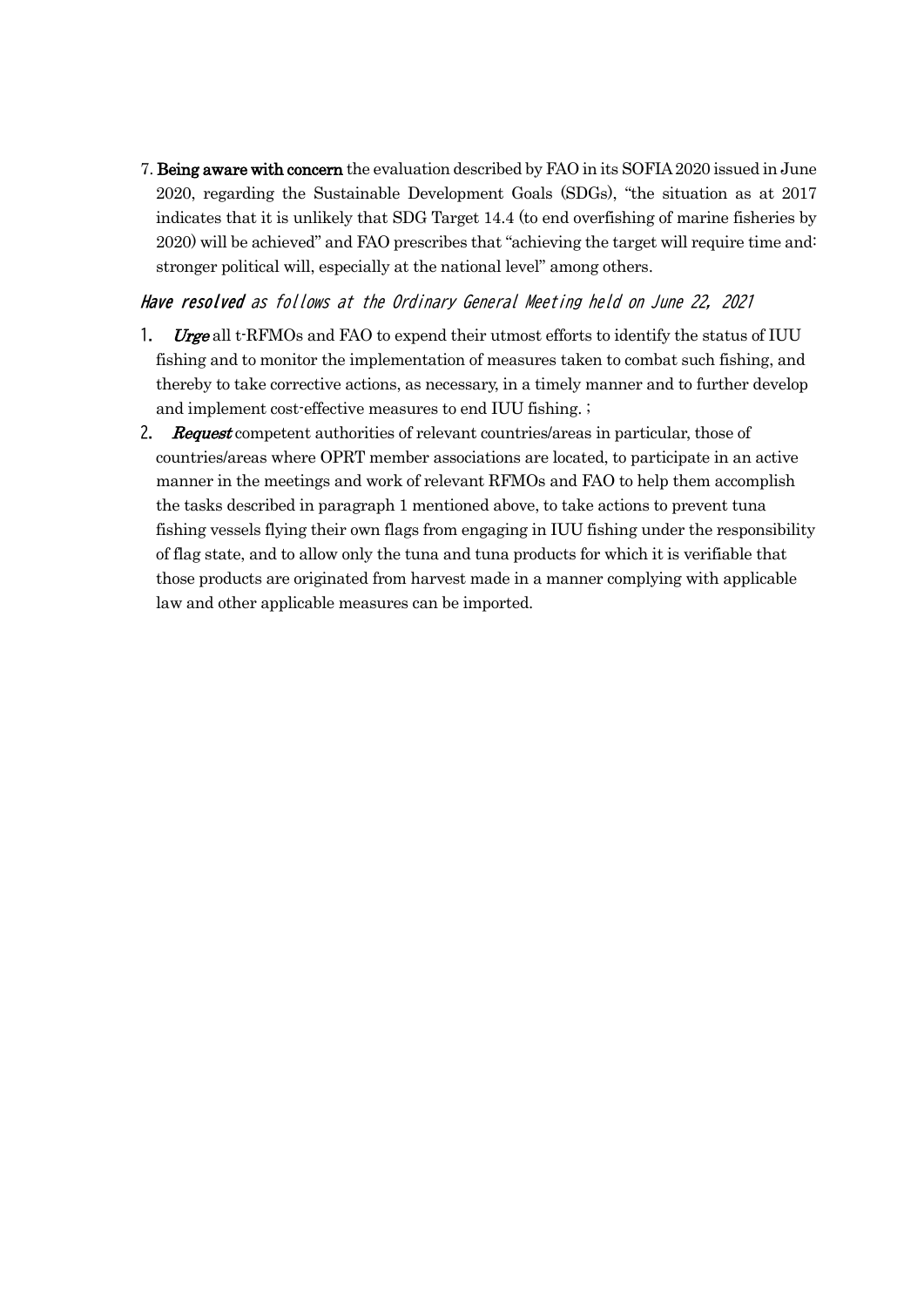7. **Being aware with concern** the evaluation described by FAO in its SOFIA 2020 issued in June 2020, regarding the Sustainable Development Goals (SDGs), "the situation as at 2017 indicates that it is unlikely that SDG Target 14.4 (to end overfishing of marine fisheries by 2020) will be achieved" and FAO prescribes that "achieving the target will require time and: stronger political will, especially at the national level" among others.

***Have resolved*** *as follows at the Ordinary General Meeting held on June 22, 2021*

1. ***Urge*** all t-RFMOs and FAO to expend their utmost efforts to identify the status of IUU fishing and to monitor the implementation of measures taken to combat such fishing, and thereby to take corrective actions, as necessary, in a timely manner and to further develop and implement cost-effective measures to end IUU fishing. ;
2. ***Request*** competent authorities of relevant countries/areas in particular, those of countries/areas where OPRT member associations are located, to participate in an active manner in the meetings and work of relevant RFMOs and FAO to help them accomplish the tasks described in paragraph 1 mentioned above, to take actions to prevent tuna fishing vessels flying their own flags from engaging in IUU fishing under the responsibility of flag state, and to allow only the tuna and tuna products for which it is verifiable that those products are originated from harvest made in a manner complying with applicable law and other applicable measures can be imported.